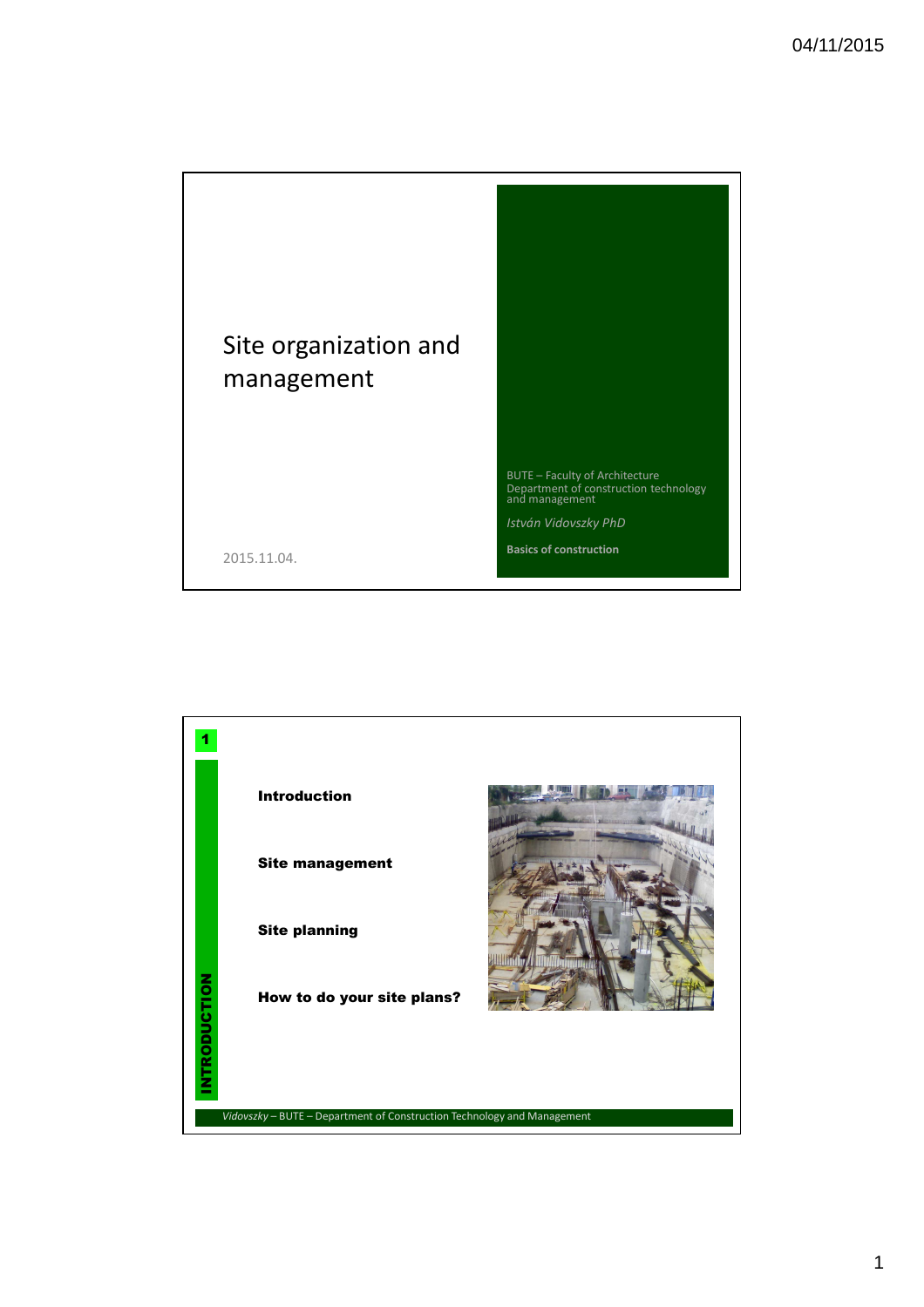# Site organization and management

2015.11.04.

BUTE – Faculty of Architecture
Department of construction technology and management

*István Vidovszky PhD*

**Basics of construction**

---

1

INTRODUCTION

**Introduction**

**Site management**

**Site planning**

**How to do your site plans?**

*Vidovszky* – BUTE – Department of Construction Technology and Management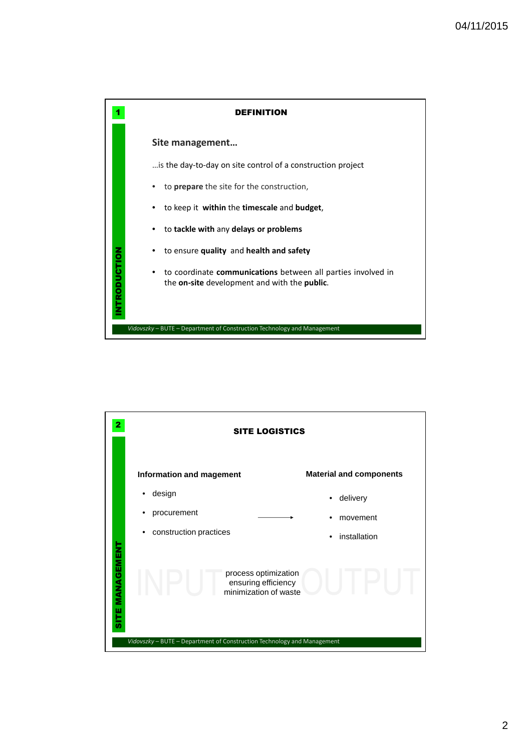## DEFINITION

**INTRODUCTION**

### Site management…

…is the day-to-day on site control of a construction project

- to **prepare** the site for the construction,
- to keep it **within** the **timescale** and **budget**,
- to **tackle with** any **delays or problems**
- to ensure **quality** and **health and safety**
- to coordinate **communications** between all parties involved in the **on-site** development and with the **public**.

*Vidovszky* – BUTE – Department of Construction Technology and Management

## SITE LOGISTICS

**SITE MANAGEMENT**

**Information and magement**

- design
- procurement
- construction practices

→

**Material and components**

- delivery
- movement
- installation

INPUT

process optimization
ensuring efficiency
minimization of waste

OUTPUT

*Vidovszky* – BUTE – Department of Construction Technology and Management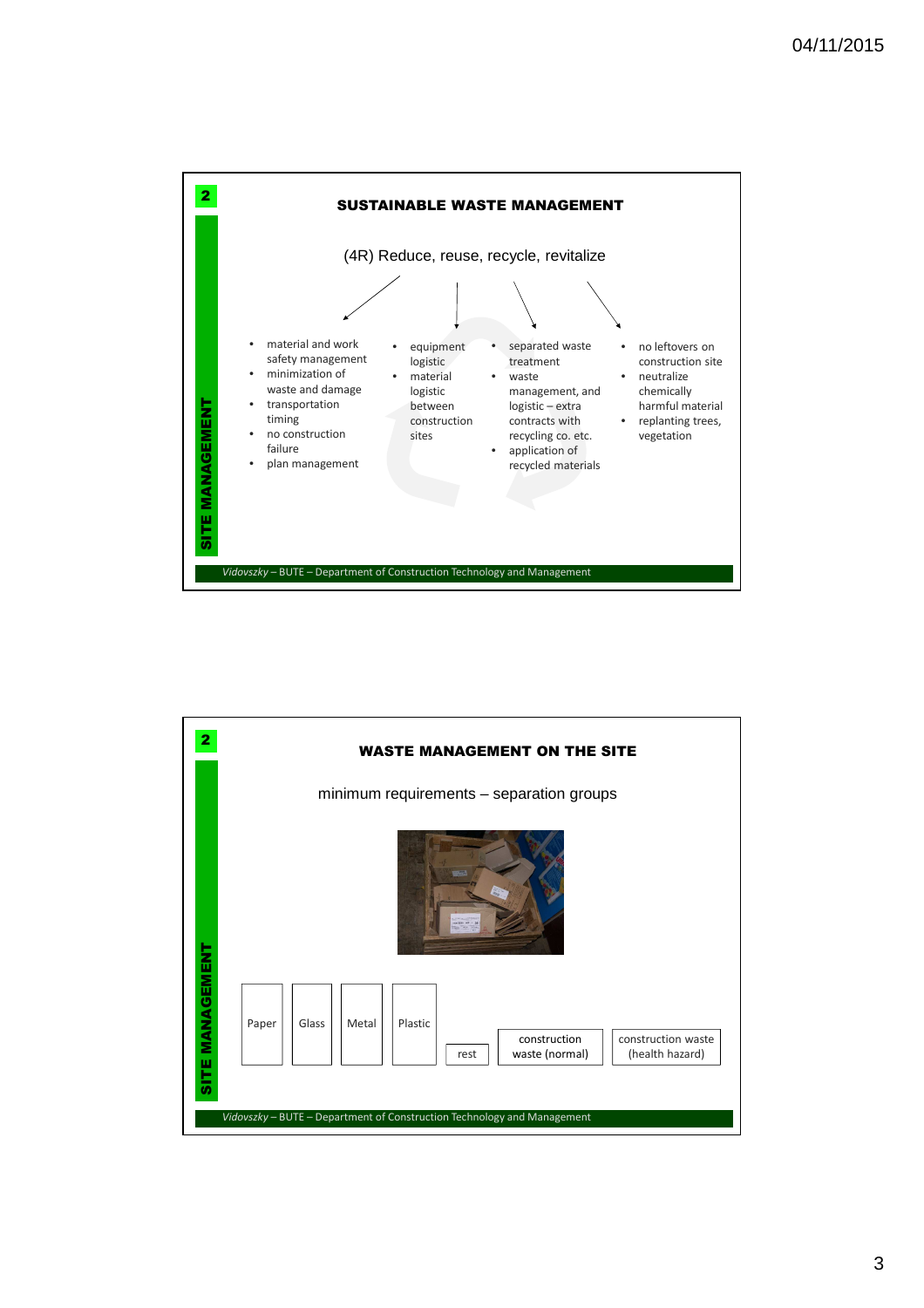## SUSTAINABLE WASTE MANAGEMENT

(4R) Reduce, reuse, recycle, revitalize

- material and work safety management
- minimization of waste and damage
- transportation timing
- no construction failure
- plan management

- equipment logistic
- material logistic between construction sites

- separated waste treatment
- waste management, and logistic – extra contracts with recycling co. etc.
- application of recycled materials

- no leftovers on construction site
- neutralize chemically harmful material
- replanting trees, vegetation

*Vidovszky* – BUTE – Department of Construction Technology and Management

## WASTE MANAGEMENT ON THE SITE

minimum requirements – separation groups

Paper | Glass | Metal | Plastic | rest | construction waste (normal) | construction waste (health hazard)

*Vidovszky* – BUTE – Department of Construction Technology and Management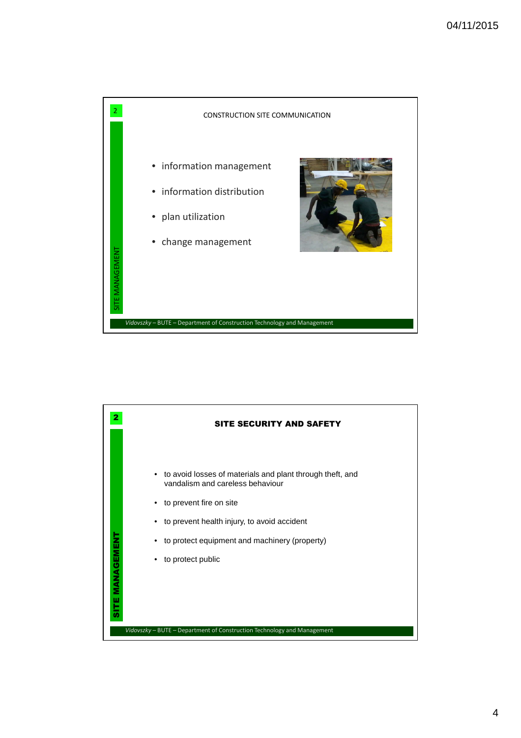## CONSTRUCTION SITE COMMUNICATION

- information management
- information distribution
- plan utilization
- change management

## SITE SECURITY AND SAFETY

- to avoid losses of materials and plant through theft, and vandalism and careless behaviour
- to prevent fire on site
- to prevent health injury, to avoid accident
- to protect equipment and machinery (property)
- to protect public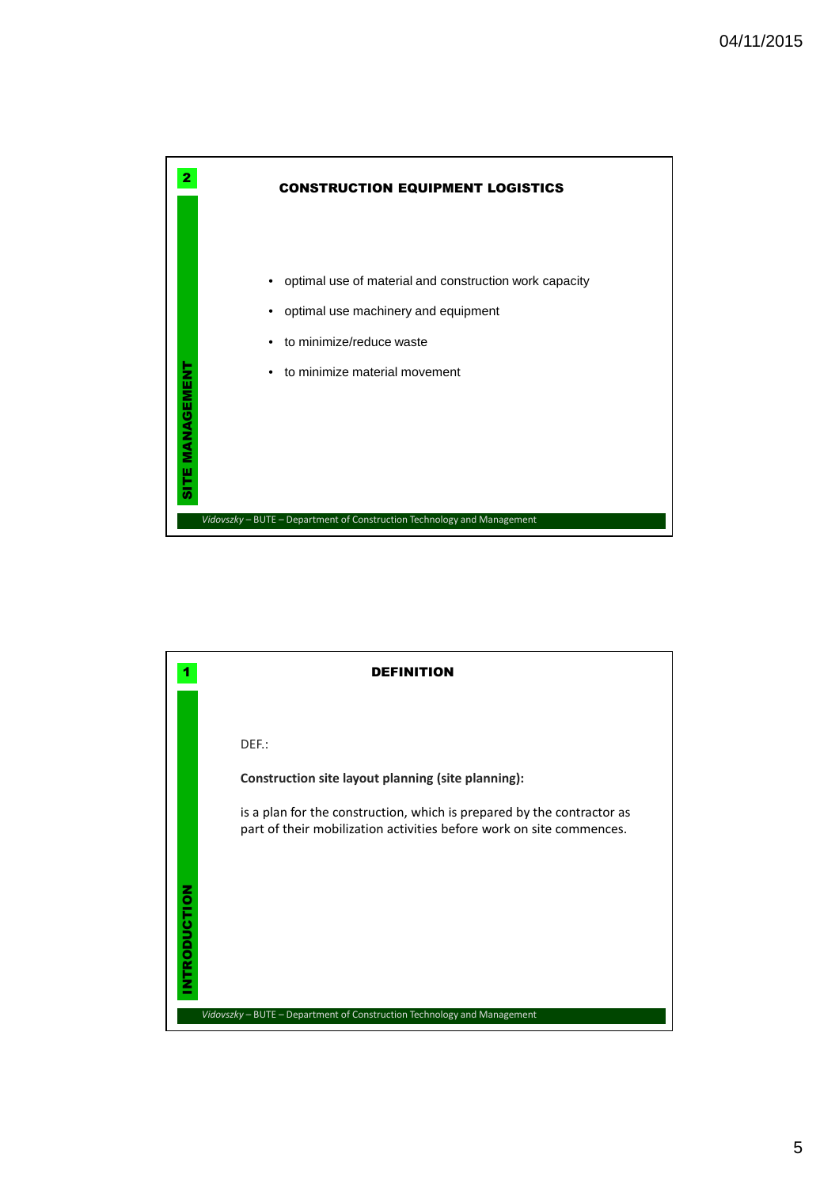## CONSTRUCTION EQUIPMENT LOGISTICS

SITE MANAGEMENT

- optimal use of material and construction work capacity
- optimal use machinery and equipment
- to minimize/reduce waste
- to minimize material movement

*Vidovszky* – BUTE – Department of Construction Technology and Management

## DEFINITION

INTRODUCTION

DEF.:

**Construction site layout planning (site planning):**

is a plan for the construction, which is prepared by the contractor as part of their mobilization activities before work on site commences.

*Vidovszky* – BUTE – Department of Construction Technology and Management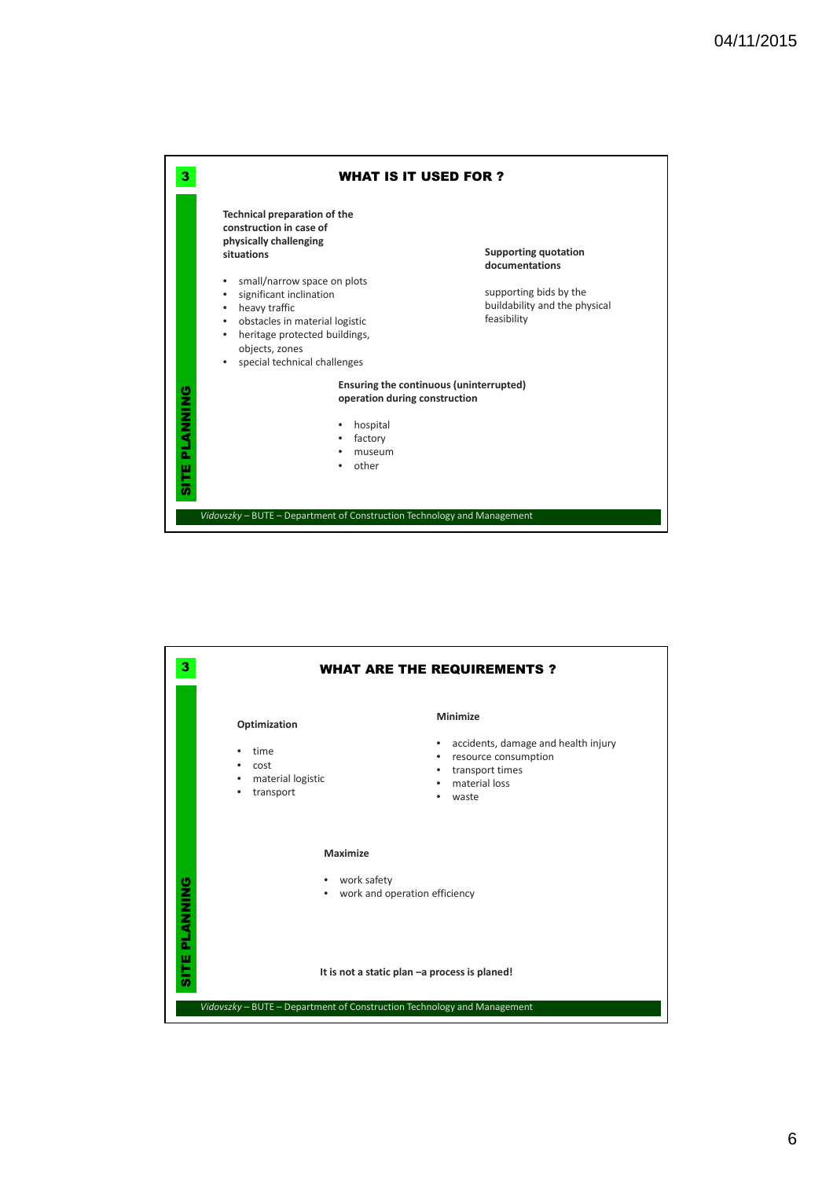## WHAT IS IT USED FOR ?

**Technical preparation of the construction in case of physically challenging situations**

- small/narrow space on plots
- significant inclination
- heavy traffic
- obstacles in material logistic
- heritage protected buildings, objects, zones
- special technical challenges

**Supporting quotation documentations**

supporting bids by the buildability and the physical feasibility

**Ensuring the continuous (uninterrupted) operation during construction**

- hospital
- factory
- museum
- other

*Vidovszky* – BUTE – Department of Construction Technology and Management

## WHAT ARE THE REQUIREMENTS ?

**Optimization**

- time
- cost
- material logistic
- transport

**Minimize**

- accidents, damage and health injury
- resource consumption
- transport times
- material loss
- waste

**Maximize**

- work safety
- work and operation efficiency

**It is not a static plan –a process is planed!**

*Vidovszky* – BUTE – Department of Construction Technology and Management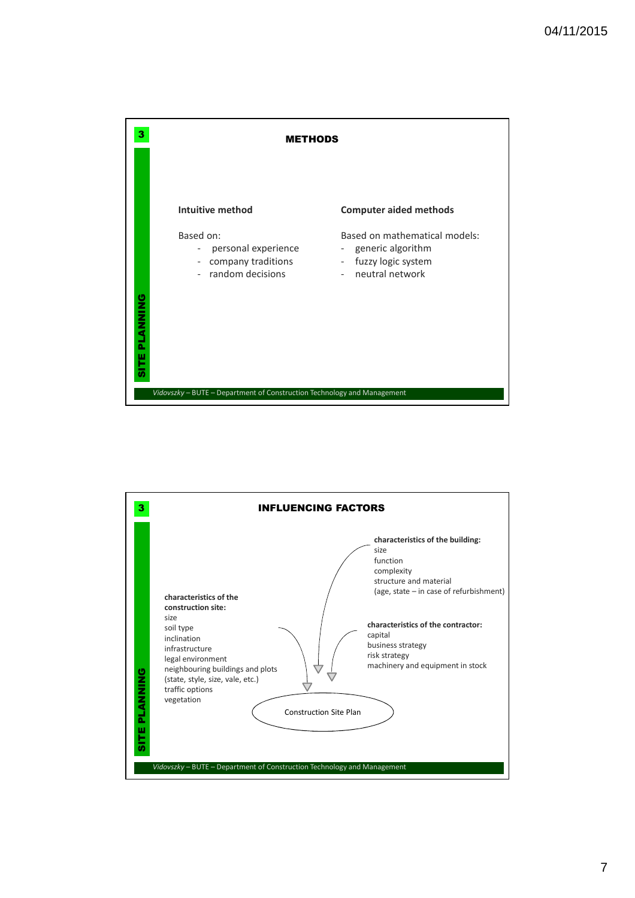## METHODS

**Intuitive method**

Based on:
- personal experience
- company traditions
- random decisions

**Computer aided methods**

Based on mathematical models:
- generic algorithm
- fuzzy logic system
- neutral network

*Vidovszky* – BUTE – Department of Construction Technology and Management

## INFLUENCING FACTORS

**characteristics of the building:**
size
function
complexity
structure and material
(age, state – in case of refurbishment)

**characteristics of the construction site:**
size
soil type
inclination
infrastructure
legal environment
neighbouring buildings and plots
(state, style, size, vale, etc.)
traffic options
vegetation

**characteristics of the contractor:**
capital
business strategy
risk strategy
machinery and equipment in stock

Construction Site Plan

*Vidovszky* – BUTE – Department of Construction Technology and Management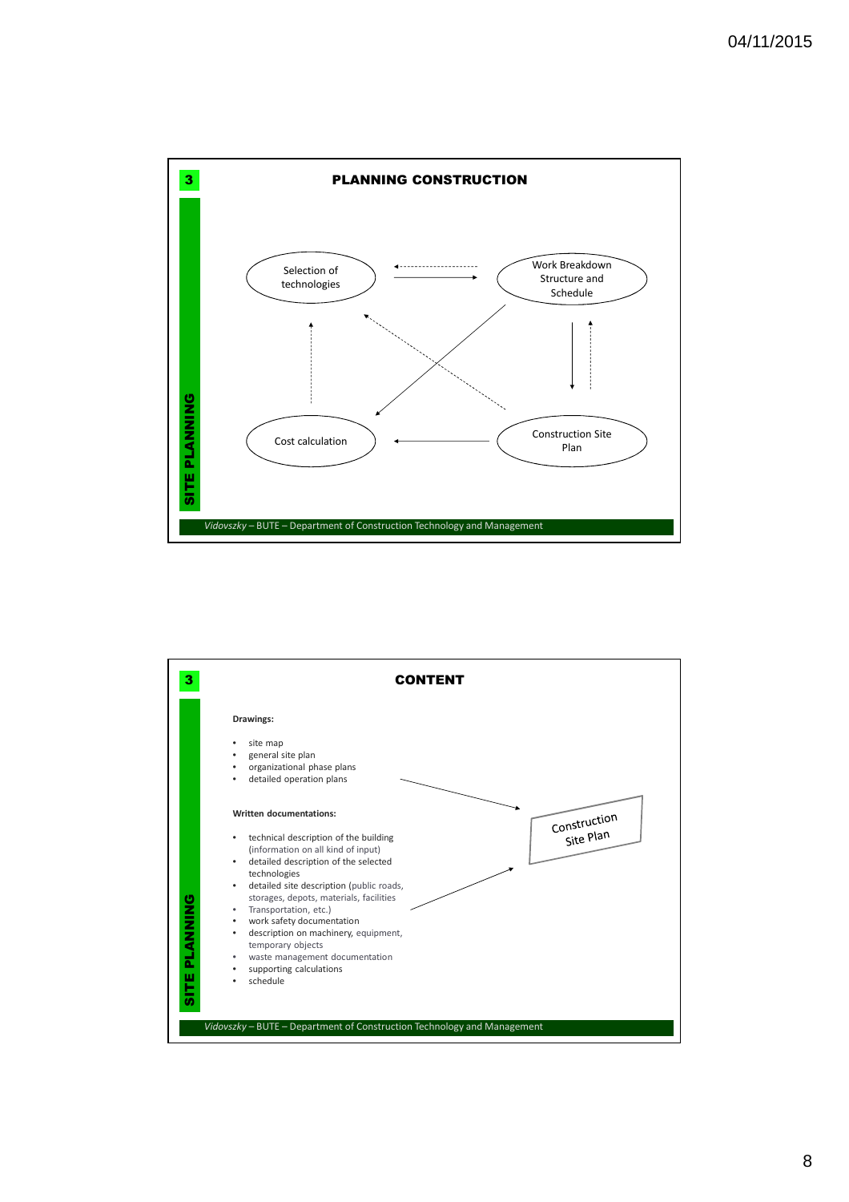## PLANNING CONSTRUCTION

Selection of technologies

Work Breakdown Structure and Schedule

Cost calculation

Construction Site Plan

SITE PLANNING

*Vidovszky* – BUTE – Department of Construction Technology and Management

## CONTENT

**Drawings:**

- site map
- general site plan
- organizational phase plans
- detailed operation plans

**Written documentations:**

- technical description of the building (information on all kind of input)
- detailed description of the selected technologies
- detailed site description (public roads, storages, depots, materials, facilities
- Transportation, etc.)
- work safety documentation
- description on machinery, equipment, temporary objects
- waste management documentation
- supporting calculations
- schedule

Construction Site Plan

SITE PLANNING

*Vidovszky* – BUTE – Department of Construction Technology and Management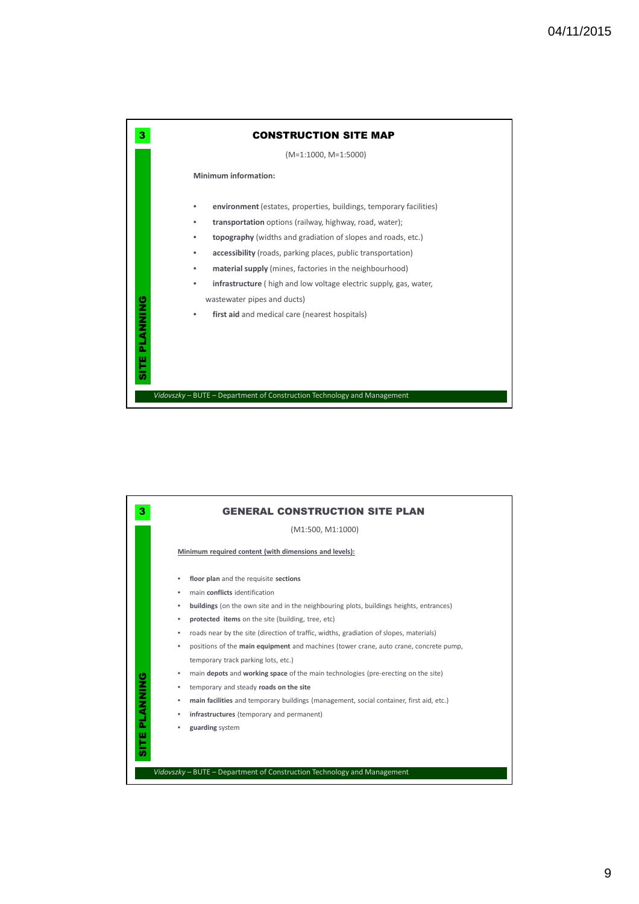## CONSTRUCTION SITE MAP

(M=1:1000, M=1:5000)

**Minimum information:**

- **environment** (estates, properties, buildings, temporary facilities)
- **transportation** options (railway, highway, road, water);
- **topography** (widths and gradiation of slopes and roads, etc.)
- **accessibility** (roads, parking places, public transportation)
- **material supply** (mines, factories in the neighbourhood)
- **infrastructure** ( high and low voltage electric supply, gas, water, wastewater pipes and ducts)
- **first aid** and medical care (nearest hospitals)

*Vidovszky* – BUTE – Department of Construction Technology and Management

## GENERAL CONSTRUCTION SITE PLAN

(M1:500, M1:1000)

**Minimum required content (with dimensions and levels):**

- **floor plan** and the requisite **sections**
- main **conflicts** identification
- **buildings** (on the own site and in the neighbouring plots, buildings heights, entrances)
- **protected items** on the site (building, tree, etc)
- roads near by the site (direction of traffic, widths, gradiation of slopes, materials)
- positions of the **main equipment** and machines (tower crane, auto crane, concrete pump, temporary track parking lots, etc.)
- main **depots** and **working space** of the main technologies (pre-erecting on the site)
- temporary and steady **roads on the site**
- **main facilities** and temporary buildings (management, social container, first aid, etc.)
- **infrastructures** (temporary and permanent)
- **guarding** system

*Vidovszky* – BUTE – Department of Construction Technology and Management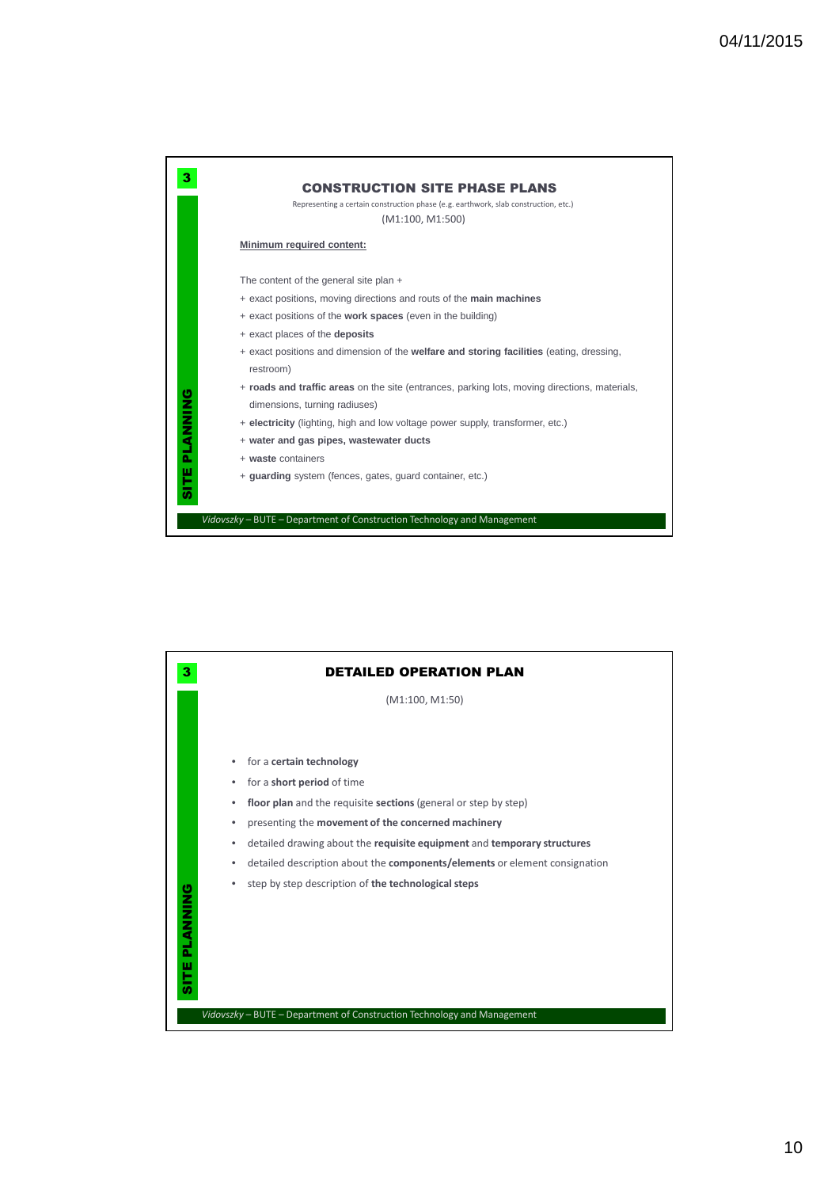## CONSTRUCTION SITE PHASE PLANS

Representing a certain construction phase (e.g. earthwork, slab construction, etc.)

(M1:100, M1:500)

**Minimum required content:**

The content of the general site plan +

+ exact positions, moving directions and routs of the **main machines**
+ exact positions of the **work spaces** (even in the building)
+ exact places of the **deposits**
+ exact positions and dimension of the **welfare and storing facilities** (eating, dressing, restroom)
+ **roads and traffic areas** on the site (entrances, parking lots, moving directions, materials, dimensions, turning radiuses)
+ **electricity** (lighting, high and low voltage power supply, transformer, etc.)
+ **water and gas pipes, wastewater ducts**
+ **waste** containers
+ **guarding** system (fences, gates, guard container, etc.)

*Vidovszky* – BUTE – Department of Construction Technology and Management

## DETAILED OPERATION PLAN

(M1:100, M1:50)

- for a **certain technology**
- for a **short period** of time
- **floor plan** and the requisite **sections** (general or step by step)
- presenting the **movement of the concerned machinery**
- detailed drawing about the **requisite equipment** and **temporary structures**
- detailed description about the **components/elements** or element consignation
- step by step description of **the technological steps**

*Vidovszky* – BUTE – Department of Construction Technology and Management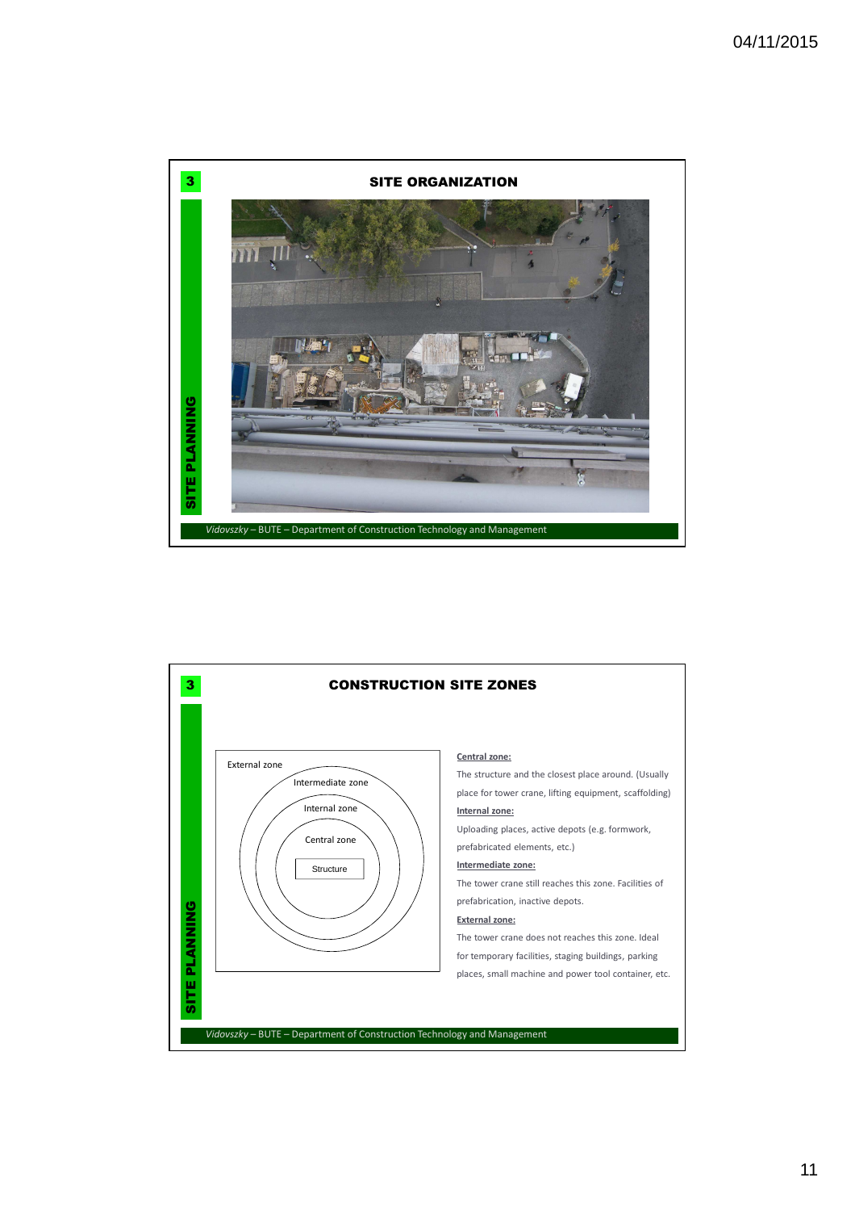# SITE ORGANIZATION

*Vidovszky* – BUTE – Department of Construction Technology and Management

# CONSTRUCTION SITE ZONES

External zone

Intermediate zone

Internal zone

Central zone

Structure

**Central zone:**

The structure and the closest place around. (Usually place for tower crane, lifting equipment, scaffolding)

**Internal zone:**

Uploading places, active depots (e.g. formwork, prefabricated elements, etc.)

**Intermediate zone:**

The tower crane still reaches this zone. Facilities of prefabrication, inactive depots.

**External zone:**

The tower crane does not reaches this zone. Ideal for temporary facilities, staging buildings, parking places, small machine and power tool container, etc.

*Vidovszky* – BUTE – Department of Construction Technology and Management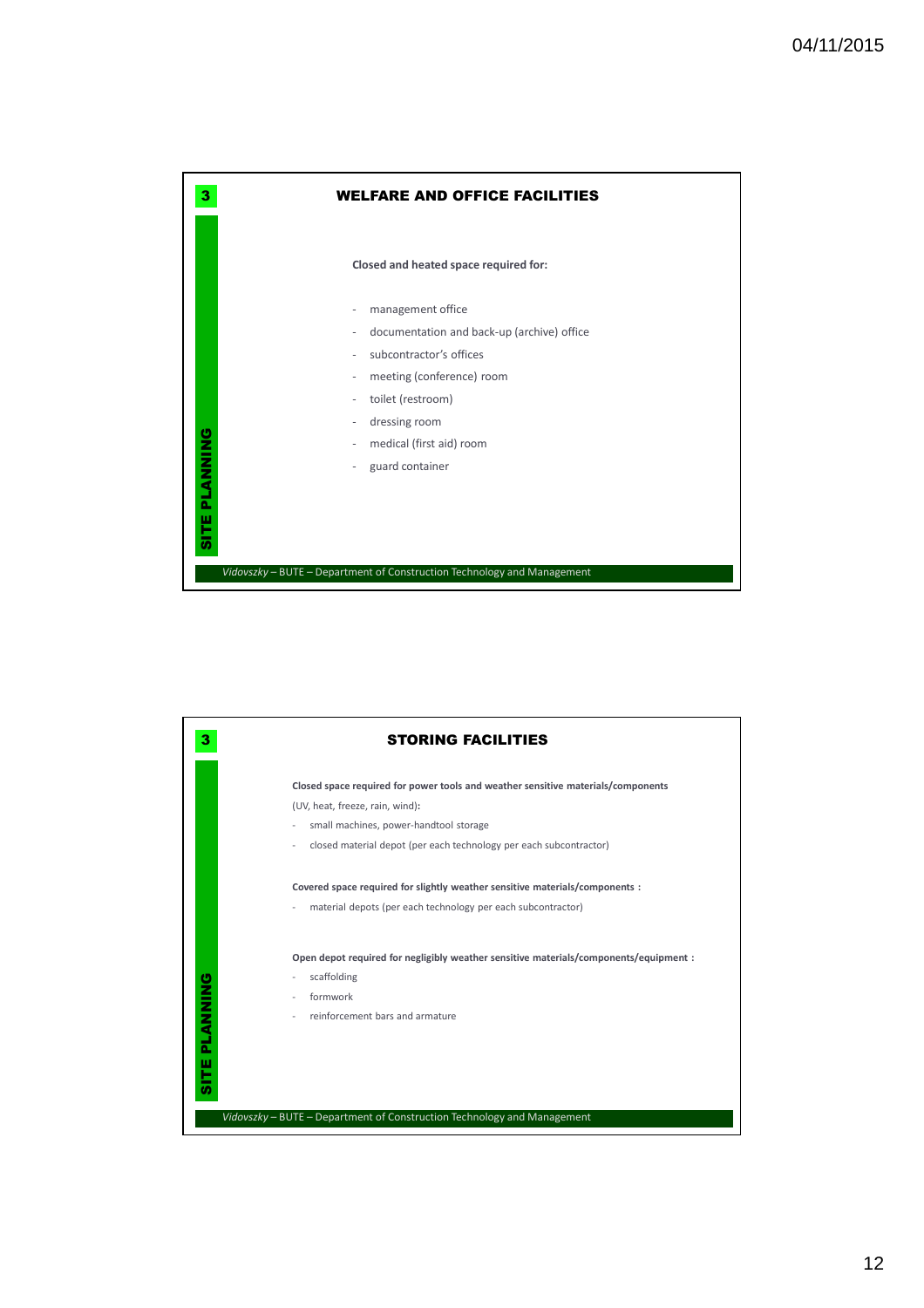## WELFARE AND OFFICE FACILITIES

**Closed and heated space required for:**

- management office
- documentation and back-up (archive) office
- subcontractor's offices
- meeting (conference) room
- toilet (restroom)
- dressing room
- medical (first aid) room
- guard container

## STORING FACILITIES

**Closed space required for power tools and weather sensitive materials/components** (UV, heat, freeze, rain, wind)**:**

- small machines, power-handtool storage
- closed material depot (per each technology per each subcontractor)

**Covered space required for slightly weather sensitive materials/components :**

- material depots (per each technology per each subcontractor)

**Open depot required for negligibly weather sensitive materials/components/equipment :**

- scaffolding
- formwork
- reinforcement bars and armature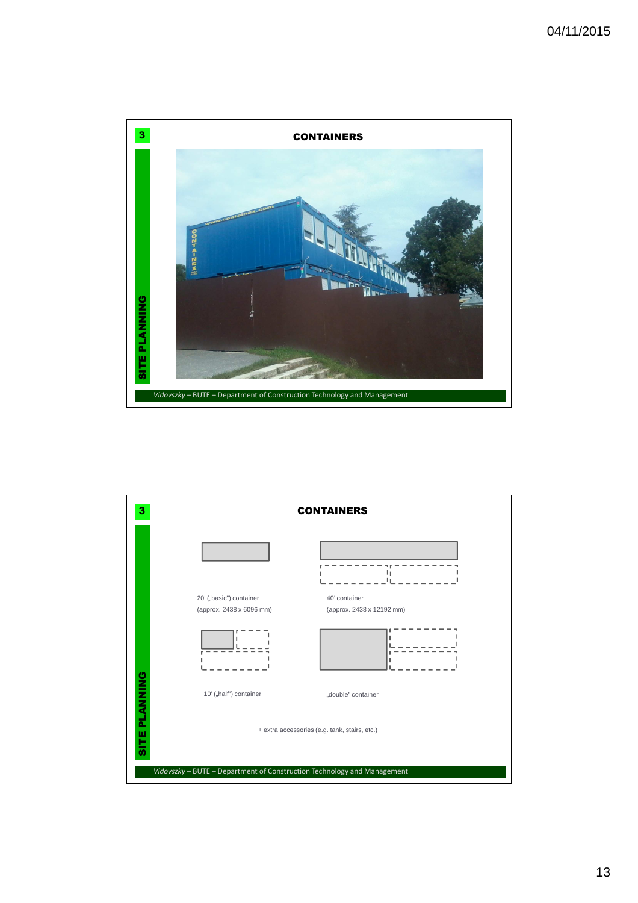## CONTAINERS

## CONTAINERS

20' („basic") container

(approx. 2438 x 6096 mm)

40' container

(approx. 2438 x 12192 mm)

10' („half") container

„double" container

+ extra accessories (e.g. tank, stairs, etc.)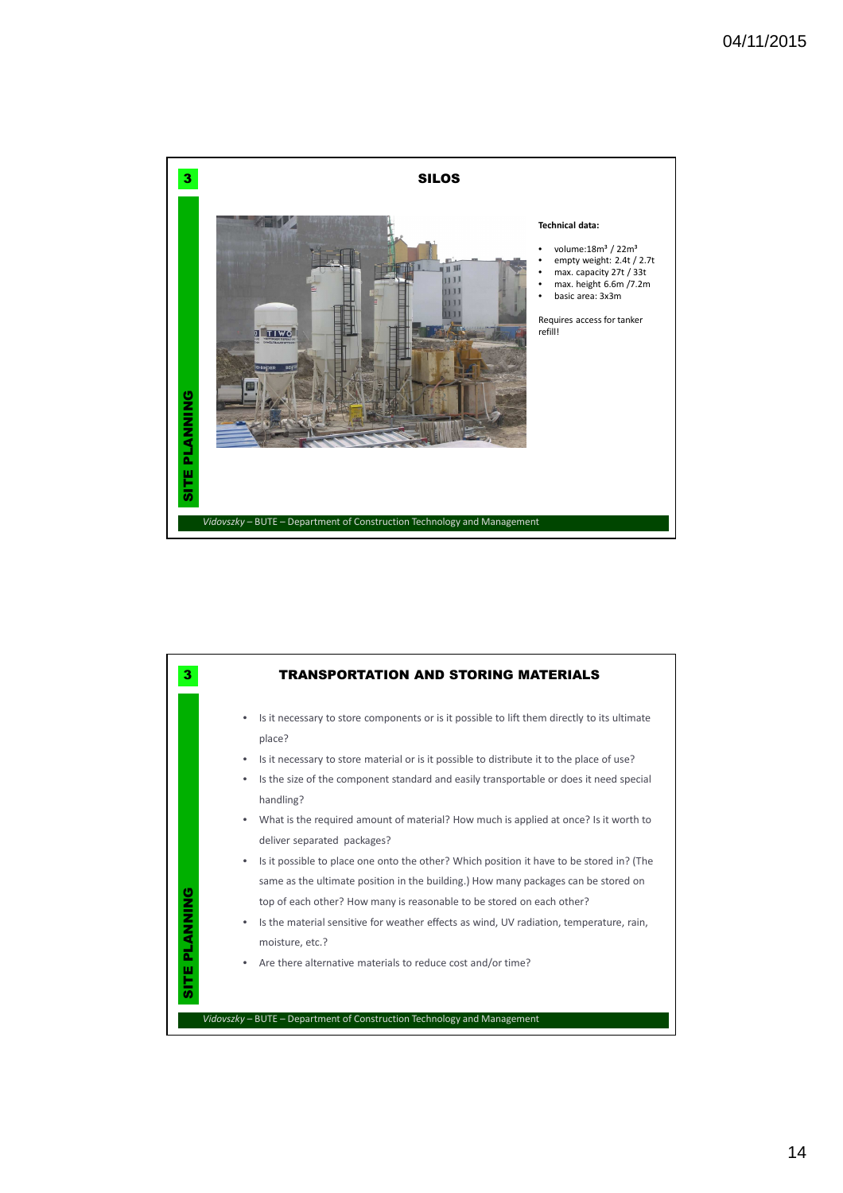## SILOS

**Technical data:**

- volume:18m³ / 22m³
- empty weight: 2.4t / 2.7t
- max. capacity 27t / 33t
- max. height 6.6m /7.2m
- basic area: 3x3m

Requires access for tanker refill!

## TRANSPORTATION AND STORING MATERIALS

- Is it necessary to store components or is it possible to lift them directly to its ultimate place?
- Is it necessary to store material or is it possible to distribute it to the place of use?
- Is the size of the component standard and easily transportable or does it need special handling?
- What is the required amount of material? How much is applied at once? Is it worth to deliver separated packages?
- Is it possible to place one onto the other? Which position it have to be stored in? (The same as the ultimate position in the building.) How many packages can be stored on top of each other? How many is reasonable to be stored on each other?
- Is the material sensitive for weather effects as wind, UV radiation, temperature, rain, moisture, etc.?
- Are there alternative materials to reduce cost and/or time?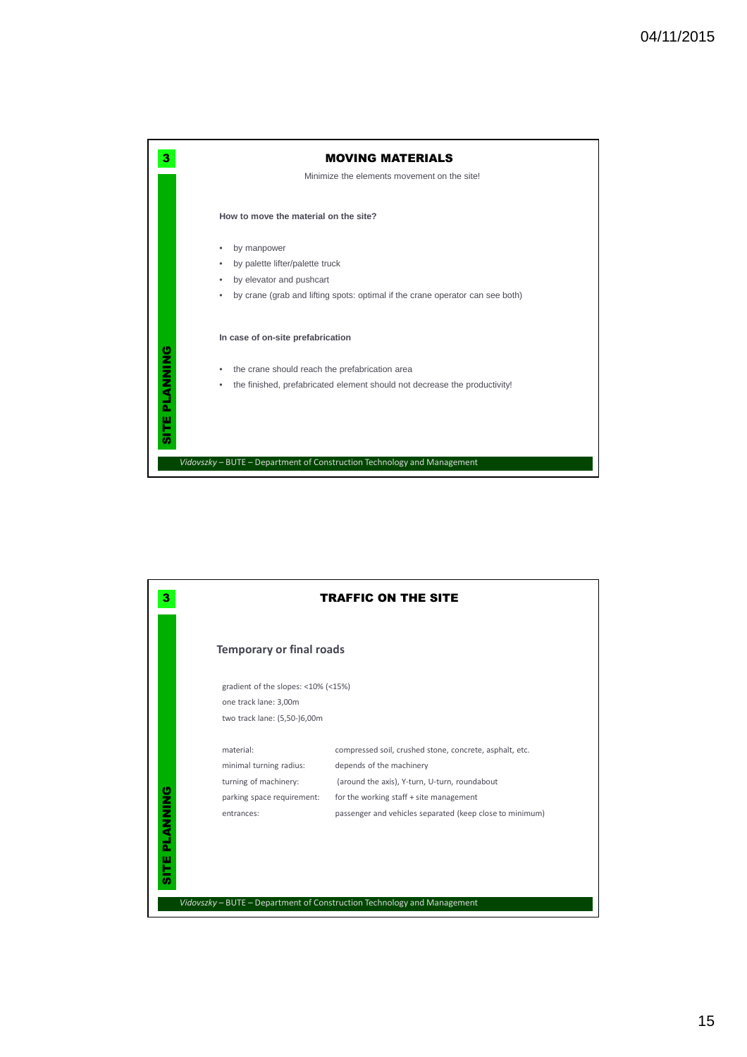## MOVING MATERIALS

Minimize the elements movement on the site!

**How to move the material on the site?**

- by manpower
- by palette lifter/palette truck
- by elevator and pushcart
- by crane (grab and lifting spots: optimal if the crane operator can see both)

**In case of on-site prefabrication**

- the crane should reach the prefabrication area
- the finished, prefabricated element should not decrease the productivity!

## TRAFFIC ON THE SITE

### Temporary or final roads

gradient of the slopes: <10% (<15%)

one track lane: 3,00m

two track lane: (5,50-)6,00m

| | |
|---|---|
| material: | compressed soil, crushed stone, concrete, asphalt, etc. |
| minimal turning radius: | depends of the machinery |
| turning of machinery: | (around the axis), Y-turn, U-turn, roundabout |
| parking space requirement: | for the working staff + site management |
| entrances: | passenger and vehicles separated (keep close to minimum) |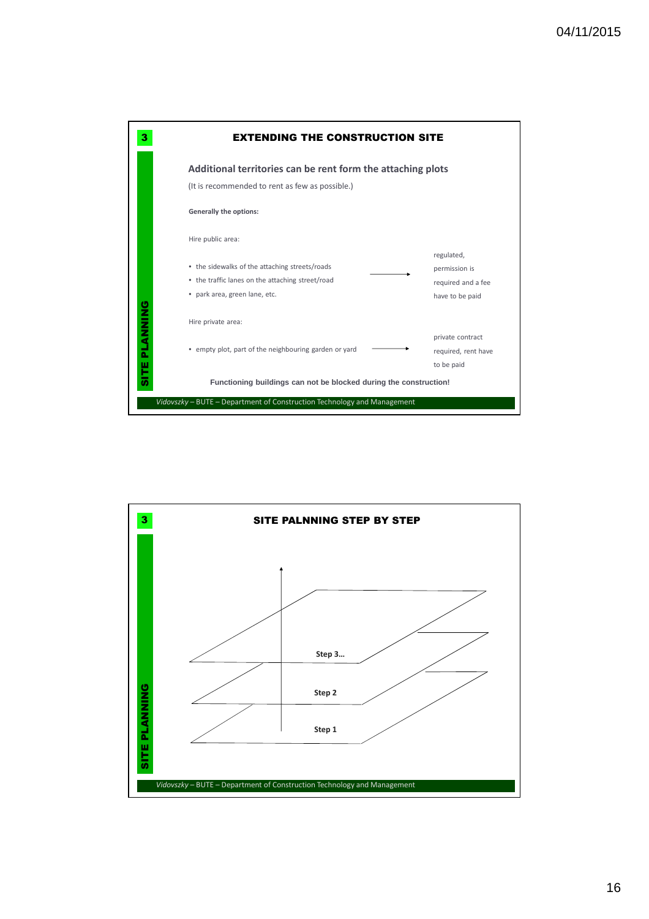## EXTENDING THE CONSTRUCTION SITE

**Additional territories can be rent form the attaching plots**

(It is recommended to rent as few as possible.)

**Generally the options:**

Hire public area:

- the sidewalks of the attaching streets/roads
- the traffic lanes on the attaching street/road
- park area, green lane, etc.

→ regulated, permission is required and a fee have to be paid

Hire private area:

- empty plot, part of the neighbouring garden or yard

→ private contract required, rent have to be paid

**Functioning buildings can not be blocked during the construction!**

SITE PLANNING

*Vidovszky* – BUTE – Department of Construction Technology and Management

## SITE PALNNING STEP BY STEP

Step 3…

Step 2

Step 1

SITE PLANNING

*Vidovszky* – BUTE – Department of Construction Technology and Management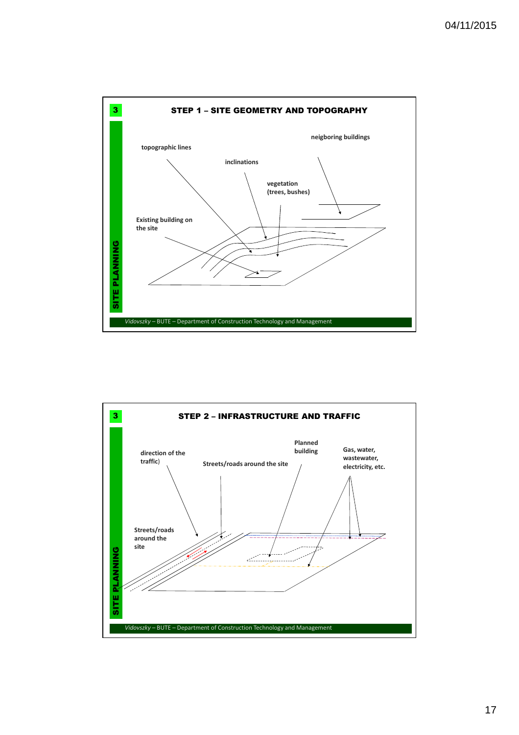## STEP 1 – SITE GEOMETRY AND TOPOGRAPHY

SITE PLANNING

topographic lines

inclinations

neigboring buildings

vegetation (trees, bushes)

Existing building on the site

*Vidovszky* – BUTE – Department of Construction Technology and Management

## STEP 2 – INFRASTRUCTURE AND TRAFFIC

SITE PLANNING

direction of the traffic)

Streets/roads around the site

Planned building

Gas, water, wastewater, electricity, etc.

Streets/roads around the site

*Vidovszky* – BUTE – Department of Construction Technology and Management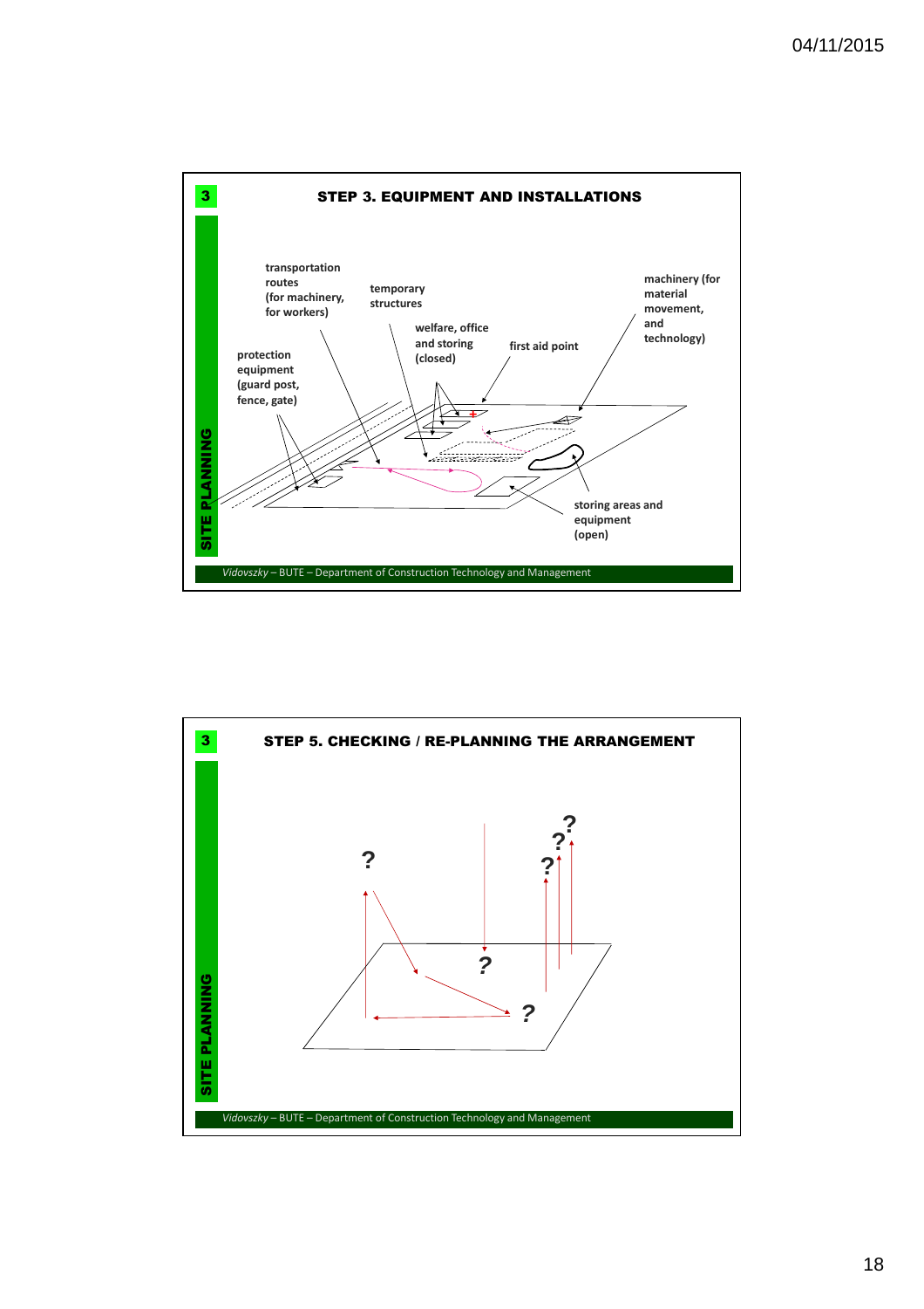## STEP 3. EQUIPMENT AND INSTALLATIONS

SITE PLANNING

transportation routes (for machinery, for workers)

temporary structures

welfare, office and storing (closed)

first aid point

machinery (for material movement, and technology)

protection equipment (guard post, fence, gate)

storing areas and equipment (open)

*Vidovszky* – BUTE – Department of Construction Technology and Management

## STEP 5. CHECKING / RE-PLANNING THE ARRANGEMENT

SITE PLANNING

? ? ? ? ? ? ?

*Vidovszky* – BUTE – Department of Construction Technology and Management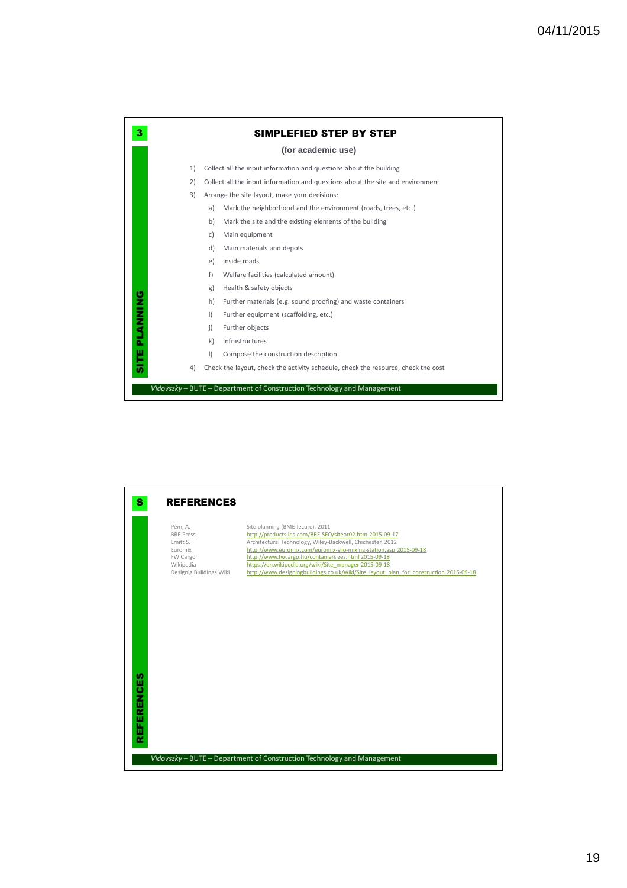# SIMPLEFIED STEP BY STEP

**(for academic use)**

1) Collect all the input information and questions about the building
2) Collect all the input information and questions about the site and environment
3) Arrange the site layout, make your decisions:
   a) Mark the neighborhood and the environment (roads, trees, etc.)
   b) Mark the site and the existing elements of the building
   c) Main equipment
   d) Main materials and depots
   e) Inside roads
   f) Welfare facilities (calculated amount)
   g) Health & safety objects
   h) Further materials (e.g. sound proofing) and waste containers
   i) Further equipment (scaffolding, etc.)
   j) Further objects
   k) Infrastructures
   l) Compose the construction description
4) Check the layout, check the activity schedule, check the resource, check the cost

SITE PLANNING

*Vidovszky* – BUTE – Department of Construction Technology and Management

# REFERENCES

| | |
|---|---|
| Pém, A. | Site planning (BME-lecure), 2011 |
| BRE Press | http://products.ihs.com/BRE-SEO/siteor02.htm 2015-09-17 |
| Emitt S. | Architectural Technology, Wiley-Backwell, Chichester, 2012 |
| Euromix | http://www.euromix.com/euromix-silo-mixing-station.asp 2015-09-18 |
| FW Cargo | http://www.fwcargo.hu/containersizes.html 2015-09-18 |
| Wikipedia | https://en.wikipedia.org/wiki/Site_manager 2015-09-18 |
| Designig Buildings Wiki | http://www.designingbuildings.co.uk/wiki/Site_layout_plan_for_construction 2015-09-18 |

REFERENCES

*Vidovszky* – BUTE – Department of Construction Technology and Management